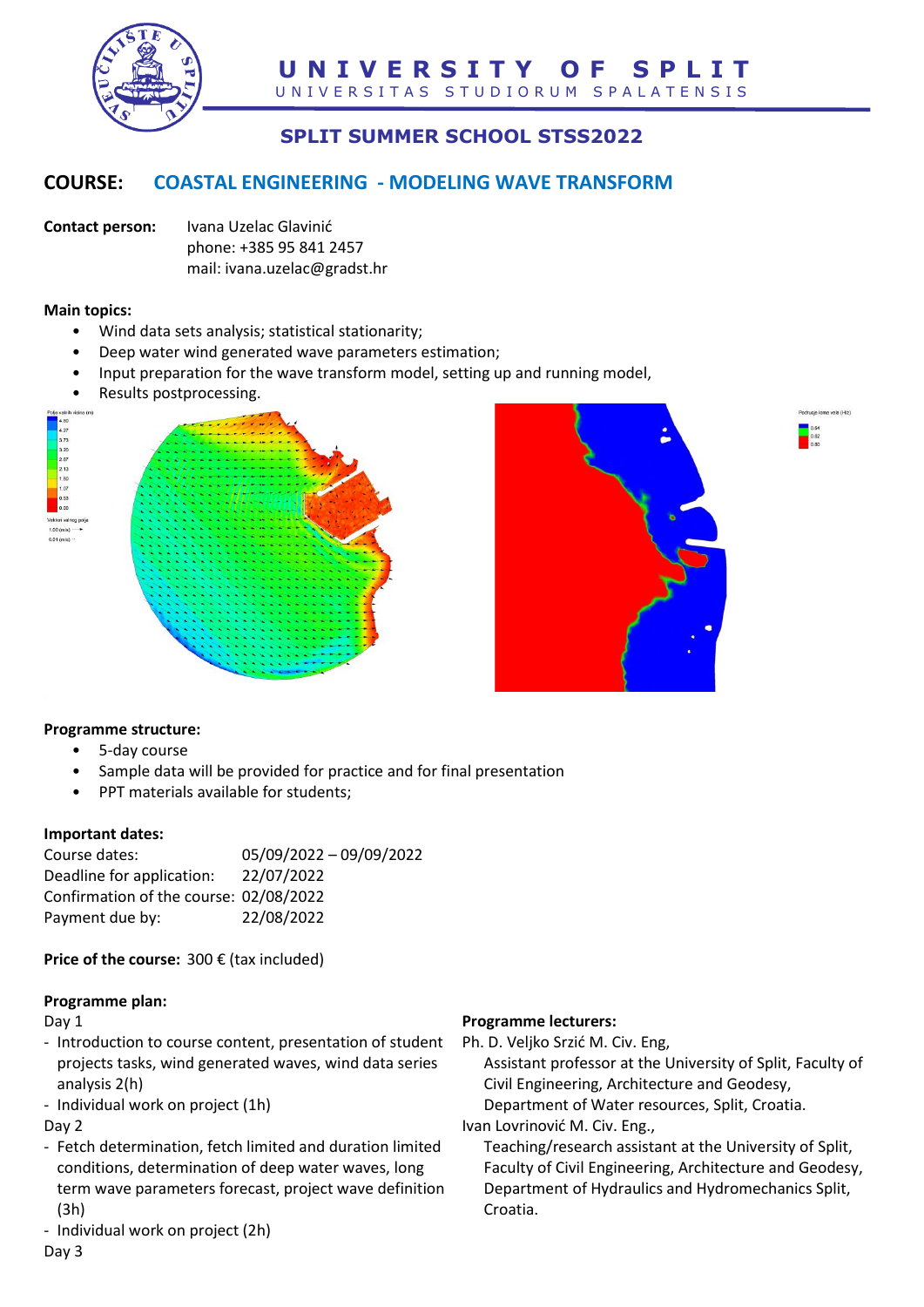# UNIVERSITY OF SPLIT

UNIVERSITAS STUDIORUM SPALATENSIS

## SPLIT SUMMER SCHOOL STSS2022

## COURSE: COASTAL ENGINEERING - MODELING WAVE TRANSFORM

**Contact person:** Ivana Uzelac Glavinić
phone: +385 95 841 2457
mail: ivana.uzelac@gradst.hr

**Main topics:**

- Wind data sets analysis; statistical stationarity;
- Deep water wind generated wave parameters estimation;
- Input preparation for the wave transform model, setting up and running model,
- Results postprocessing.

**Programme structure:**

- 5-day course
- Sample data will be provided for practice and for final presentation
- PPT materials available for students;

**Important dates:**

Course dates: 05/09/2022 – 09/09/2022
Deadline for application: 22/07/2022
Confirmation of the course: 02/08/2022
Payment due by: 22/08/2022

**Price of the course:** 300 € (tax included)

**Programme plan:**

Day 1

- Introduction to course content, presentation of student projects tasks, wind generated waves, wind data series analysis 2(h)
- Individual work on project (1h)

Day 2

- Fetch determination, fetch limited and duration limited conditions, determination of deep water waves, long term wave parameters forecast, project wave definition (3h)
- Individual work on project (2h)

Day 3

**Programme lecturers:**

Ph. D. Veljko Srzić M. Civ. Eng,
Assistant professor at the University of Split, Faculty of Civil Engineering, Architecture and Geodesy, Department of Water resources, Split, Croatia.

Ivan Lovrinović M. Civ. Eng.,
Teaching/research assistant at the University of Split, Faculty of Civil Engineering, Architecture and Geodesy, Department of Hydraulics and Hydromechanics Split, Croatia.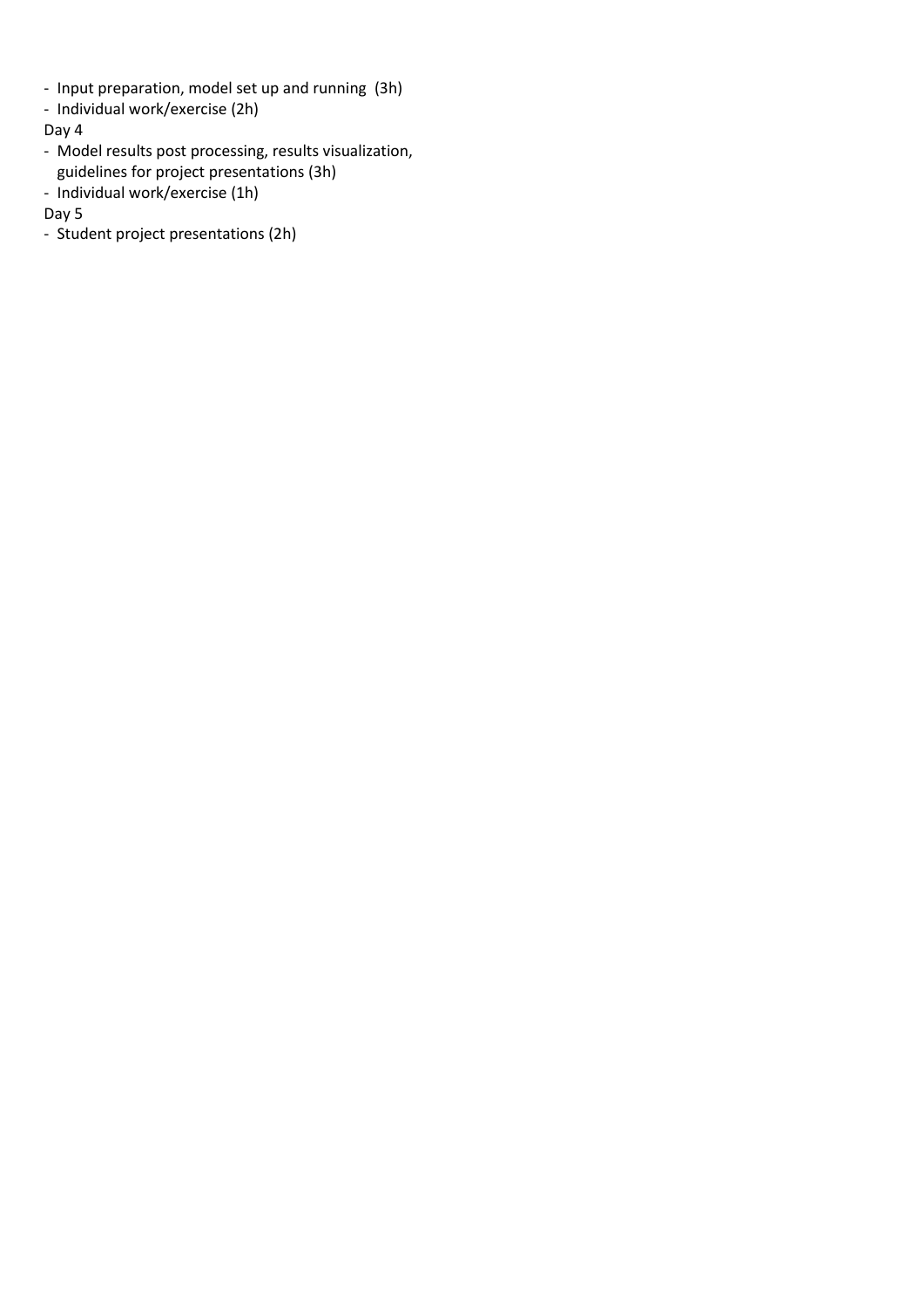- Input preparation, model set up and running (3h)
- Individual work/exercise (2h)

Day 4

- Model results post processing, results visualization, guidelines for project presentations (3h)
- Individual work/exercise (1h)

Day 5

- Student project presentations (2h)